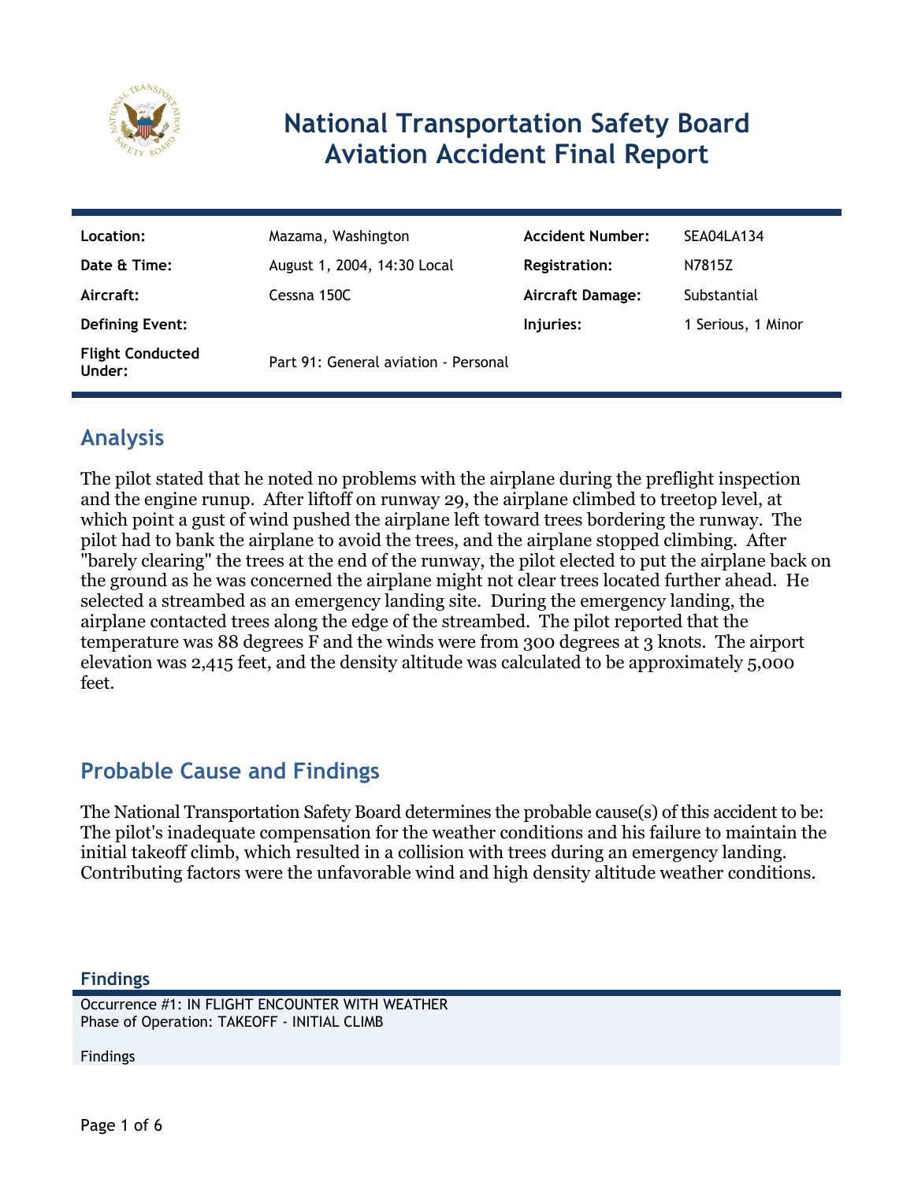# National Transportation Safety Board Aviation Accident Final Report

| | | | |
|---|---|---|---|
| **Location:** | Mazama, Washington | **Accident Number:** | SEA04LA134 |
| **Date & Time:** | August 1, 2004, 14:30 Local | **Registration:** | N7815Z |
| **Aircraft:** | Cessna 150C | **Aircraft Damage:** | Substantial |
| **Defining Event:** | | **Injuries:** | 1 Serious, 1 Minor |
| **Flight Conducted Under:** | Part 91: General aviation - Personal | | |

## Analysis

The pilot stated that he noted no problems with the airplane during the preflight inspection and the engine runup. After liftoff on runway 29, the airplane climbed to treetop level, at which point a gust of wind pushed the airplane left toward trees bordering the runway. The pilot had to bank the airplane to avoid the trees, and the airplane stopped climbing. After "barely clearing" the trees at the end of the runway, the pilot elected to put the airplane back on the ground as he was concerned the airplane might not clear trees located further ahead. He selected a streambed as an emergency landing site. During the emergency landing, the airplane contacted trees along the edge of the streambed. The pilot reported that the temperature was 88 degrees F and the winds were from 300 degrees at 3 knots. The airport elevation was 2,415 feet, and the density altitude was calculated to be approximately 5,000 feet.

## Probable Cause and Findings

The National Transportation Safety Board determines the probable cause(s) of this accident to be:
The pilot's inadequate compensation for the weather conditions and his failure to maintain the initial takeoff climb, which resulted in a collision with trees during an emergency landing. Contributing factors were the unfavorable wind and high density altitude weather conditions.

### Findings

Occurrence #1: IN FLIGHT ENCOUNTER WITH WEATHER
Phase of Operation: TAKEOFF - INITIAL CLIMB

Findings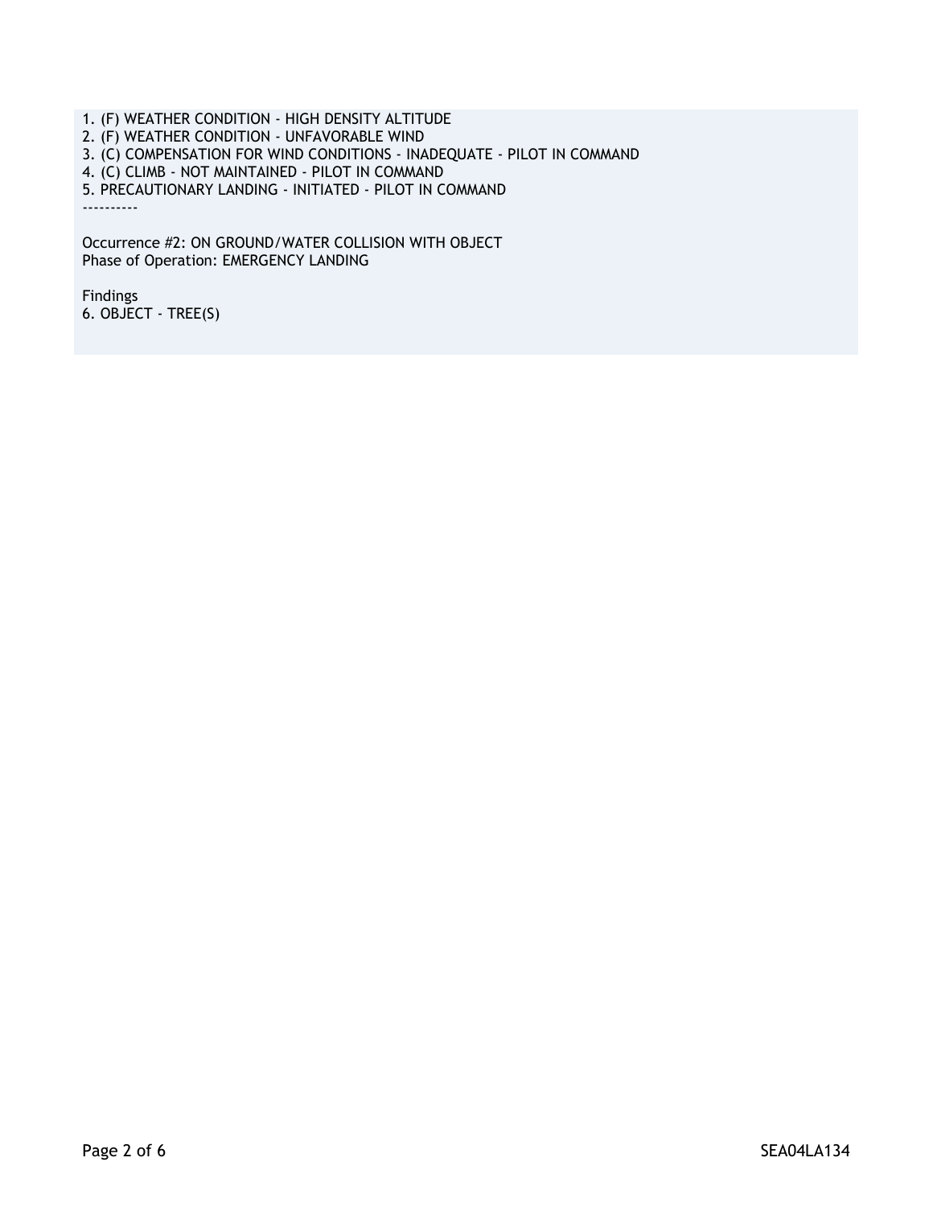1. (F) WEATHER CONDITION - HIGH DENSITY ALTITUDE
2. (F) WEATHER CONDITION - UNFAVORABLE WIND
3. (C) COMPENSATION FOR WIND CONDITIONS - INADEQUATE - PILOT IN COMMAND
4. (C) CLIMB - NOT MAINTAINED - PILOT IN COMMAND
5. PRECAUTIONARY LANDING - INITIATED - PILOT IN COMMAND

----------

Occurrence #2: ON GROUND/WATER COLLISION WITH OBJECT
Phase of Operation: EMERGENCY LANDING

Findings

6. OBJECT - TREE(S)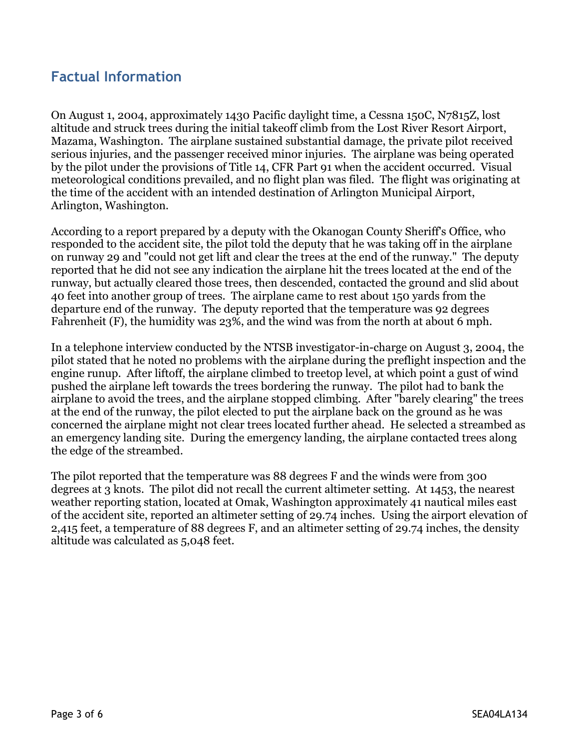## Factual Information

On August 1, 2004, approximately 1430 Pacific daylight time, a Cessna 150C, N7815Z, lost altitude and struck trees during the initial takeoff climb from the Lost River Resort Airport, Mazama, Washington. The airplane sustained substantial damage, the private pilot received serious injuries, and the passenger received minor injuries. The airplane was being operated by the pilot under the provisions of Title 14, CFR Part 91 when the accident occurred. Visual meteorological conditions prevailed, and no flight plan was filed. The flight was originating at the time of the accident with an intended destination of Arlington Municipal Airport, Arlington, Washington.

According to a report prepared by a deputy with the Okanogan County Sheriff's Office, who responded to the accident site, the pilot told the deputy that he was taking off in the airplane on runway 29 and "could not get lift and clear the trees at the end of the runway." The deputy reported that he did not see any indication the airplane hit the trees located at the end of the runway, but actually cleared those trees, then descended, contacted the ground and slid about 40 feet into another group of trees. The airplane came to rest about 150 yards from the departure end of the runway. The deputy reported that the temperature was 92 degrees Fahrenheit (F), the humidity was 23%, and the wind was from the north at about 6 mph.

In a telephone interview conducted by the NTSB investigator-in-charge on August 3, 2004, the pilot stated that he noted no problems with the airplane during the preflight inspection and the engine runup. After liftoff, the airplane climbed to treetop level, at which point a gust of wind pushed the airplane left towards the trees bordering the runway. The pilot had to bank the airplane to avoid the trees, and the airplane stopped climbing. After "barely clearing" the trees at the end of the runway, the pilot elected to put the airplane back on the ground as he was concerned the airplane might not clear trees located further ahead. He selected a streambed as an emergency landing site. During the emergency landing, the airplane contacted trees along the edge of the streambed.

The pilot reported that the temperature was 88 degrees F and the winds were from 300 degrees at 3 knots. The pilot did not recall the current altimeter setting. At 1453, the nearest weather reporting station, located at Omak, Washington approximately 41 nautical miles east of the accident site, reported an altimeter setting of 29.74 inches. Using the airport elevation of 2,415 feet, a temperature of 88 degrees F, and an altimeter setting of 29.74 inches, the density altitude was calculated as 5,048 feet.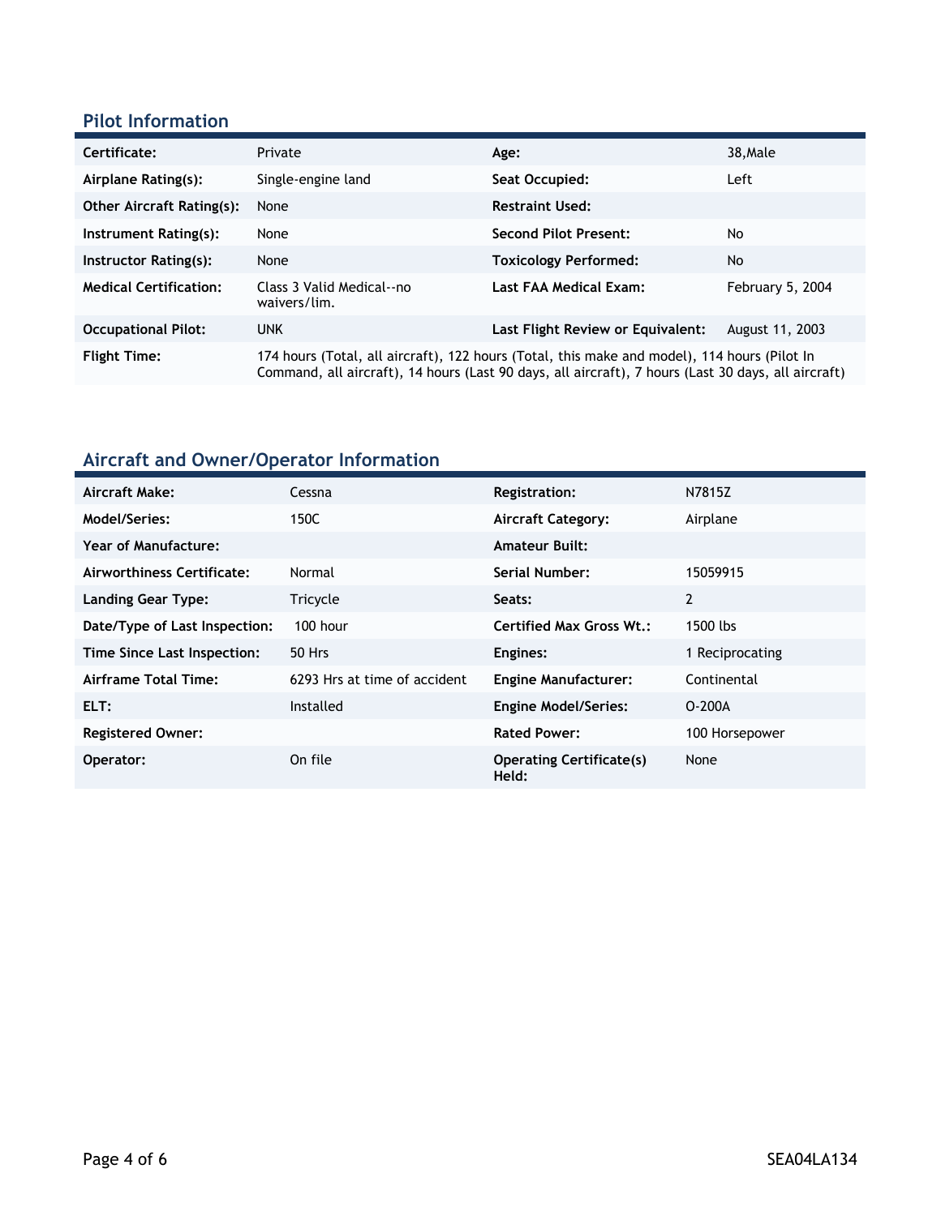## Pilot Information

| | | | |
|---|---|---|---|
| **Certificate:** | Private | **Age:** | 38,Male |
| **Airplane Rating(s):** | Single-engine land | **Seat Occupied:** | Left |
| **Other Aircraft Rating(s):** | None | **Restraint Used:** | |
| **Instrument Rating(s):** | None | **Second Pilot Present:** | No |
| **Instructor Rating(s):** | None | **Toxicology Performed:** | No |
| **Medical Certification:** | Class 3 Valid Medical--no waivers/lim. | **Last FAA Medical Exam:** | February 5, 2004 |
| **Occupational Pilot:** | UNK | **Last Flight Review or Equivalent:** | August 11, 2003 |
| **Flight Time:** | 174 hours (Total, all aircraft), 122 hours (Total, this make and model), 114 hours (Pilot In Command, all aircraft), 14 hours (Last 90 days, all aircraft), 7 hours (Last 30 days, all aircraft) | | |

## Aircraft and Owner/Operator Information

| | | | |
|---|---|---|---|
| **Aircraft Make:** | Cessna | **Registration:** | N7815Z |
| **Model/Series:** | 150C | **Aircraft Category:** | Airplane |
| **Year of Manufacture:** | | **Amateur Built:** | |
| **Airworthiness Certificate:** | Normal | **Serial Number:** | 15059915 |
| **Landing Gear Type:** | Tricycle | **Seats:** | 2 |
| **Date/Type of Last Inspection:** | 100 hour | **Certified Max Gross Wt.:** | 1500 lbs |
| **Time Since Last Inspection:** | 50 Hrs | **Engines:** | 1 Reciprocating |
| **Airframe Total Time:** | 6293 Hrs at time of accident | **Engine Manufacturer:** | Continental |
| **ELT:** | Installed | **Engine Model/Series:** | O-200A |
| **Registered Owner:** | | **Rated Power:** | 100 Horsepower |
| **Operator:** | On file | **Operating Certificate(s) Held:** | None |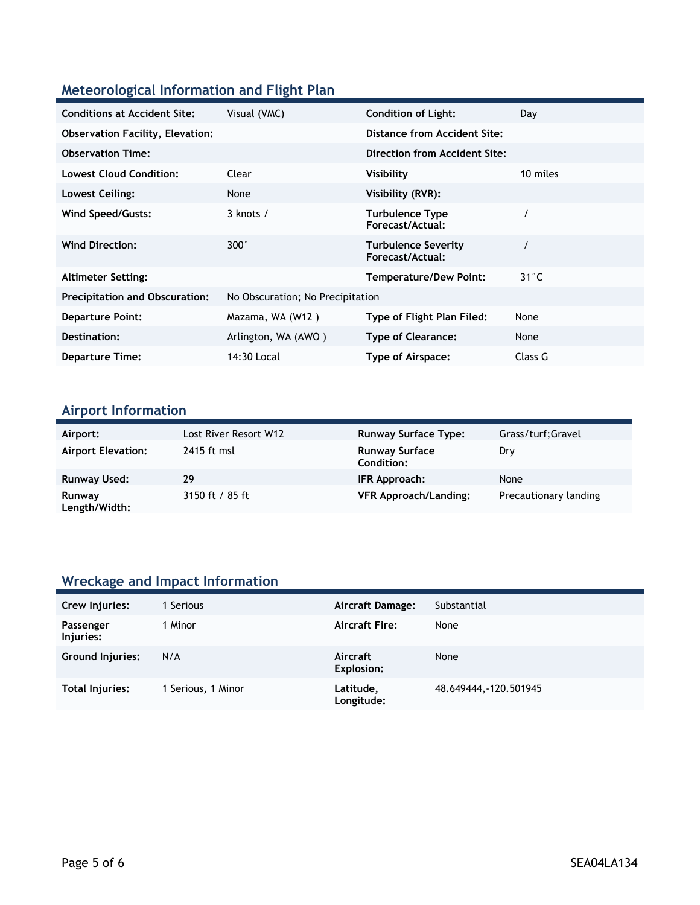## Meteorological Information and Flight Plan

| | | | |
|---|---|---|---|
| **Conditions at Accident Site:** | Visual (VMC) | **Condition of Light:** | Day |
| **Observation Facility, Elevation:** | | **Distance from Accident Site:** | |
| **Observation Time:** | | **Direction from Accident Site:** | |
| **Lowest Cloud Condition:** | Clear | **Visibility** | 10 miles |
| **Lowest Ceiling:** | None | **Visibility (RVR):** | |
| **Wind Speed/Gusts:** | 3 knots / | **Turbulence Type Forecast/Actual:** | / |
| **Wind Direction:** | 300° | **Turbulence Severity Forecast/Actual:** | / |
| **Altimeter Setting:** | | **Temperature/Dew Point:** | 31°C |
| **Precipitation and Obscuration:** | No Obscuration; No Precipitation | | |
| **Departure Point:** | Mazama, WA (W12 ) | **Type of Flight Plan Filed:** | None |
| **Destination:** | Arlington, WA (AWO ) | **Type of Clearance:** | None |
| **Departure Time:** | 14:30 Local | **Type of Airspace:** | Class G |

## Airport Information

| | | | |
|---|---|---|---|
| **Airport:** | Lost River Resort W12 | **Runway Surface Type:** | Grass/turf;Gravel |
| **Airport Elevation:** | 2415 ft msl | **Runway Surface Condition:** | Dry |
| **Runway Used:** | 29 | **IFR Approach:** | None |
| **Runway Length/Width:** | 3150 ft / 85 ft | **VFR Approach/Landing:** | Precautionary landing |

## Wreckage and Impact Information

| | | | |
|---|---|---|---|
| **Crew Injuries:** | 1 Serious | **Aircraft Damage:** | Substantial |
| **Passenger Injuries:** | 1 Minor | **Aircraft Fire:** | None |
| **Ground Injuries:** | N/A | **Aircraft Explosion:** | None |
| **Total Injuries:** | 1 Serious, 1 Minor | **Latitude, Longitude:** | 48.649444,-120.501945 |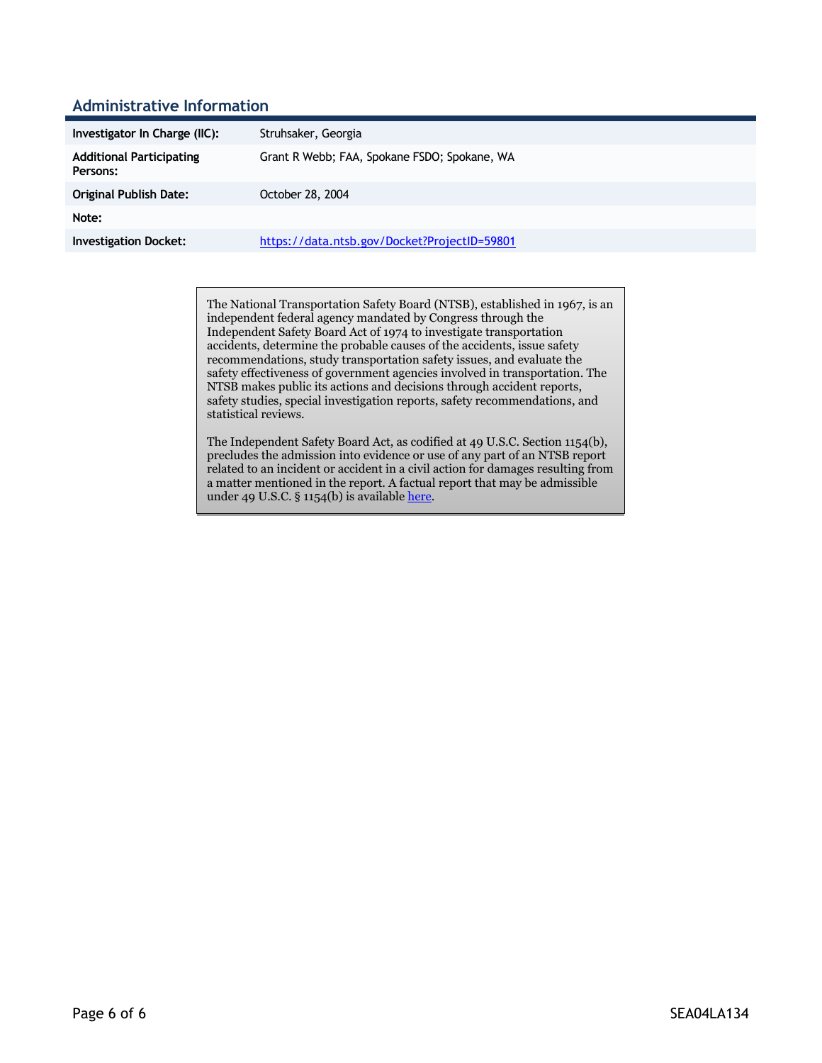## Administrative Information

| | |
|---|---|
| **Investigator In Charge (IIC):** | Struhsaker, Georgia |
| **Additional Participating Persons:** | Grant R Webb; FAA, Spokane FSDO; Spokane, WA |
| **Original Publish Date:** | October 28, 2004 |
| **Note:** | |
| **Investigation Docket:** | https://data.ntsb.gov/Docket?ProjectID=59801 |

The National Transportation Safety Board (NTSB), established in 1967, is an independent federal agency mandated by Congress through the Independent Safety Board Act of 1974 to investigate transportation accidents, determine the probable causes of the accidents, issue safety recommendations, study transportation safety issues, and evaluate the safety effectiveness of government agencies involved in transportation. The NTSB makes public its actions and decisions through accident reports, safety studies, special investigation reports, safety recommendations, and statistical reviews.

The Independent Safety Board Act, as codified at 49 U.S.C. Section 1154(b), precludes the admission into evidence or use of any part of an NTSB report related to an incident or accident in a civil action for damages resulting from a matter mentioned in the report. A factual report that may be admissible under 49 U.S.C. § 1154(b) is available here.